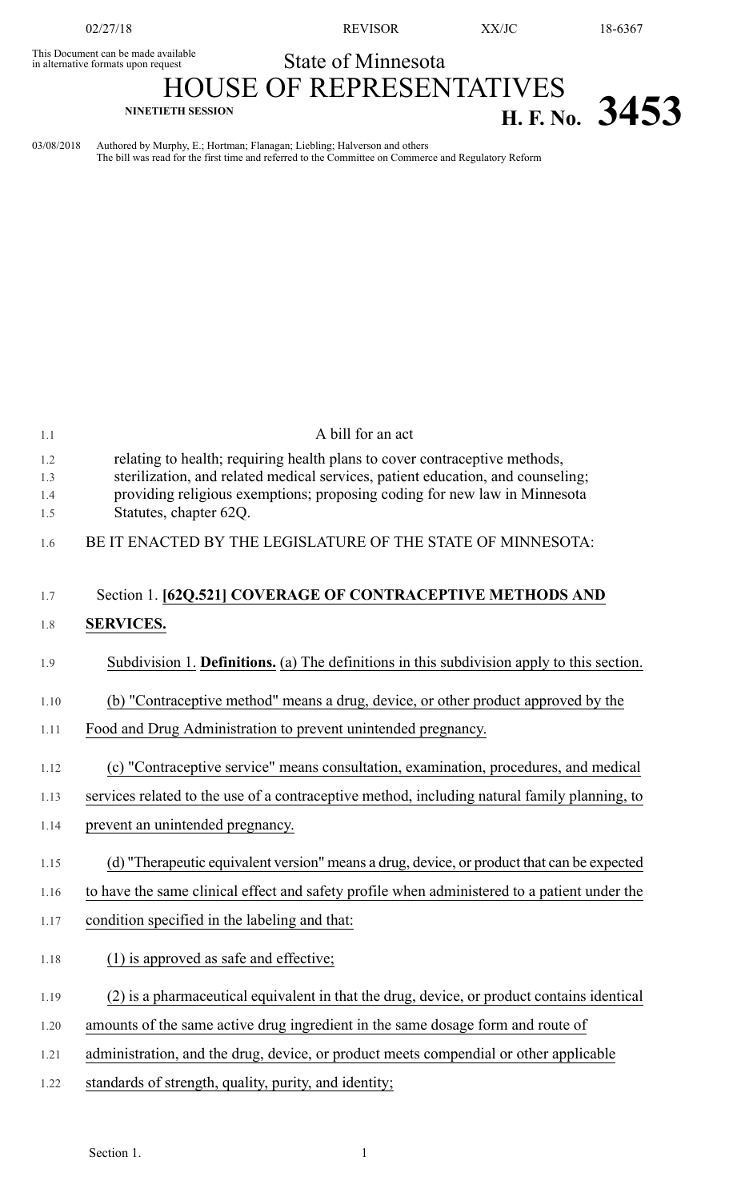This Document can be made available in alternative formats upon request

State of Minnesota

# HOUSE OF REPRESENTATIVES

NINETIETH SESSION

# H. F. No. 3453

03/08/2018 Authored by Murphy, E.; Hortman; Flanagan; Liebling; Halverson and others
The bill was read for the first time and referred to the Committee on Commerce and Regulatory Reform

A bill for an act

relating to health; requiring health plans to cover contraceptive methods, sterilization, and related medical services, patient education, and counseling; providing religious exemptions; proposing coding for new law in Minnesota Statutes, chapter 62Q.

BE IT ENACTED BY THE LEGISLATURE OF THE STATE OF MINNESOTA:

Section 1. **[62Q.521] COVERAGE OF CONTRACEPTIVE METHODS AND SERVICES.**

Subdivision 1. **Definitions.** (a) The definitions in this subdivision apply to this section.

(b) "Contraceptive method" means a drug, device, or other product approved by the Food and Drug Administration to prevent unintended pregnancy.

(c) "Contraceptive service" means consultation, examination, procedures, and medical services related to the use of a contraceptive method, including natural family planning, to prevent an unintended pregnancy.

(d) "Therapeutic equivalent version" means a drug, device, or product that can be expected to have the same clinical effect and safety profile when administered to a patient under the condition specified in the labeling and that:

(1) is approved as safe and effective;

(2) is a pharmaceutical equivalent in that the drug, device, or product contains identical amounts of the same active drug ingredient in the same dosage form and route of administration, and the drug, device, or product meets compendial or other applicable standards of strength, quality, purity, and identity;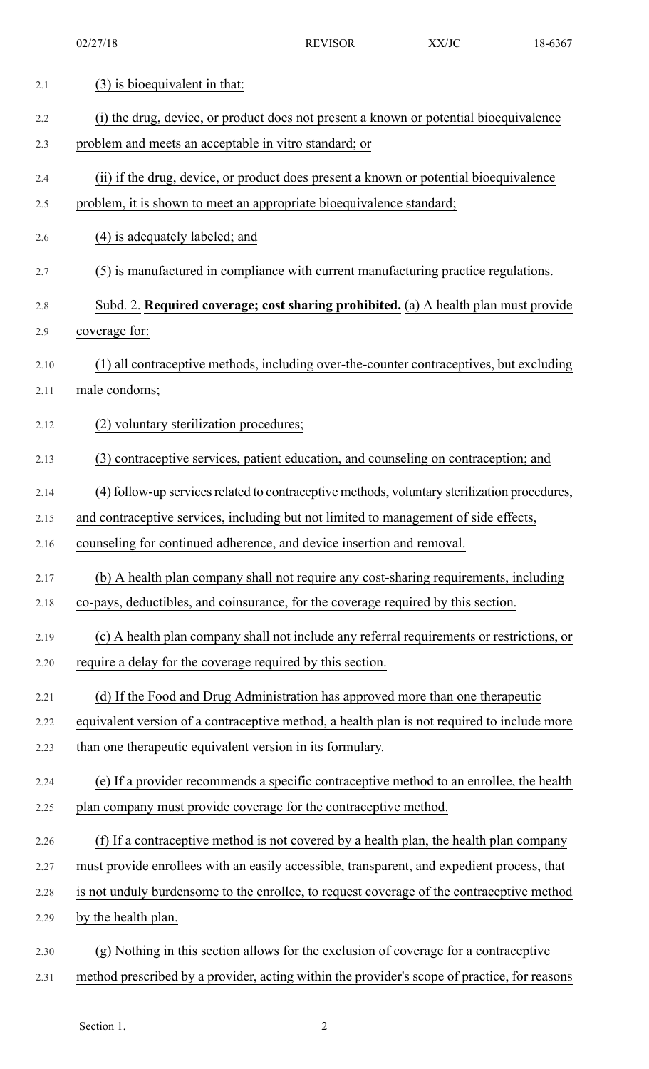(3) is bioequivalent in that:

(i) the drug, device, or product does not present a known or potential bioequivalence problem and meets an acceptable in vitro standard; or

(ii) if the drug, device, or product does present a known or potential bioequivalence problem, it is shown to meet an appropriate bioequivalence standard;

(4) is adequately labeled; and

(5) is manufactured in compliance with current manufacturing practice regulations.

Subd. 2. **Required coverage; cost sharing prohibited.** (a) A health plan must provide coverage for:

(1) all contraceptive methods, including over-the-counter contraceptives, but excluding male condoms;

(2) voluntary sterilization procedures;

(3) contraceptive services, patient education, and counseling on contraception; and

(4) follow-up services related to contraceptive methods, voluntary sterilization procedures, and contraceptive services, including but not limited to management of side effects, counseling for continued adherence, and device insertion and removal.

(b) A health plan company shall not require any cost-sharing requirements, including co-pays, deductibles, and coinsurance, for the coverage required by this section.

(c) A health plan company shall not include any referral requirements or restrictions, or require a delay for the coverage required by this section.

(d) If the Food and Drug Administration has approved more than one therapeutic equivalent version of a contraceptive method, a health plan is not required to include more than one therapeutic equivalent version in its formulary.

(e) If a provider recommends a specific contraceptive method to an enrollee, the health plan company must provide coverage for the contraceptive method.

(f) If a contraceptive method is not covered by a health plan, the health plan company must provide enrollees with an easily accessible, transparent, and expedient process, that is not unduly burdensome to the enrollee, to request coverage of the contraceptive method by the health plan.

(g) Nothing in this section allows for the exclusion of coverage for a contraceptive method prescribed by a provider, acting within the provider's scope of practice, for reasons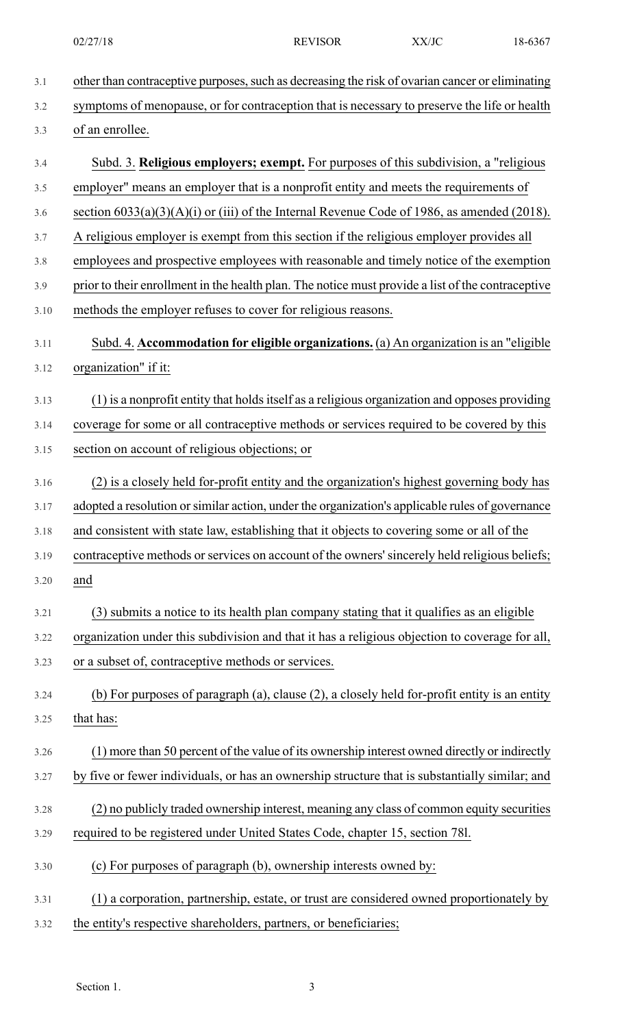other than contraceptive purposes, such as decreasing the risk of ovarian cancer or eliminating symptoms of menopause, or for contraception that is necessary to preserve the life or health of an enrollee.

Subd. 3. **Religious employers; exempt.** For purposes of this subdivision, a "religious employer" means an employer that is a nonprofit entity and meets the requirements of section 6033(a)(3)(A)(i) or (iii) of the Internal Revenue Code of 1986, as amended (2018). A religious employer is exempt from this section if the religious employer provides all employees and prospective employees with reasonable and timely notice of the exemption prior to their enrollment in the health plan. The notice must provide a list of the contraceptive methods the employer refuses to cover for religious reasons.

Subd. 4. **Accommodation for eligible organizations.** (a) An organization is an "eligible organization" if it:

(1) is a nonprofit entity that holds itself as a religious organization and opposes providing coverage for some or all contraceptive methods or services required to be covered by this section on account of religious objections; or

(2) is a closely held for-profit entity and the organization's highest governing body has adopted a resolution or similar action, under the organization's applicable rules of governance and consistent with state law, establishing that it objects to covering some or all of the contraceptive methods or services on account of the owners' sincerely held religious beliefs; and

(3) submits a notice to its health plan company stating that it qualifies as an eligible organization under this subdivision and that it has a religious objection to coverage for all, or a subset of, contraceptive methods or services.

(b) For purposes of paragraph (a), clause (2), a closely held for-profit entity is an entity that has:

(1) more than 50 percent of the value of its ownership interest owned directly or indirectly by five or fewer individuals, or has an ownership structure that is substantially similar; and

(2) no publicly traded ownership interest, meaning any class of common equity securities required to be registered under United States Code, chapter 15, section 78l.

(c) For purposes of paragraph (b), ownership interests owned by:

(1) a corporation, partnership, estate, or trust are considered owned proportionately by the entity's respective shareholders, partners, or beneficiaries;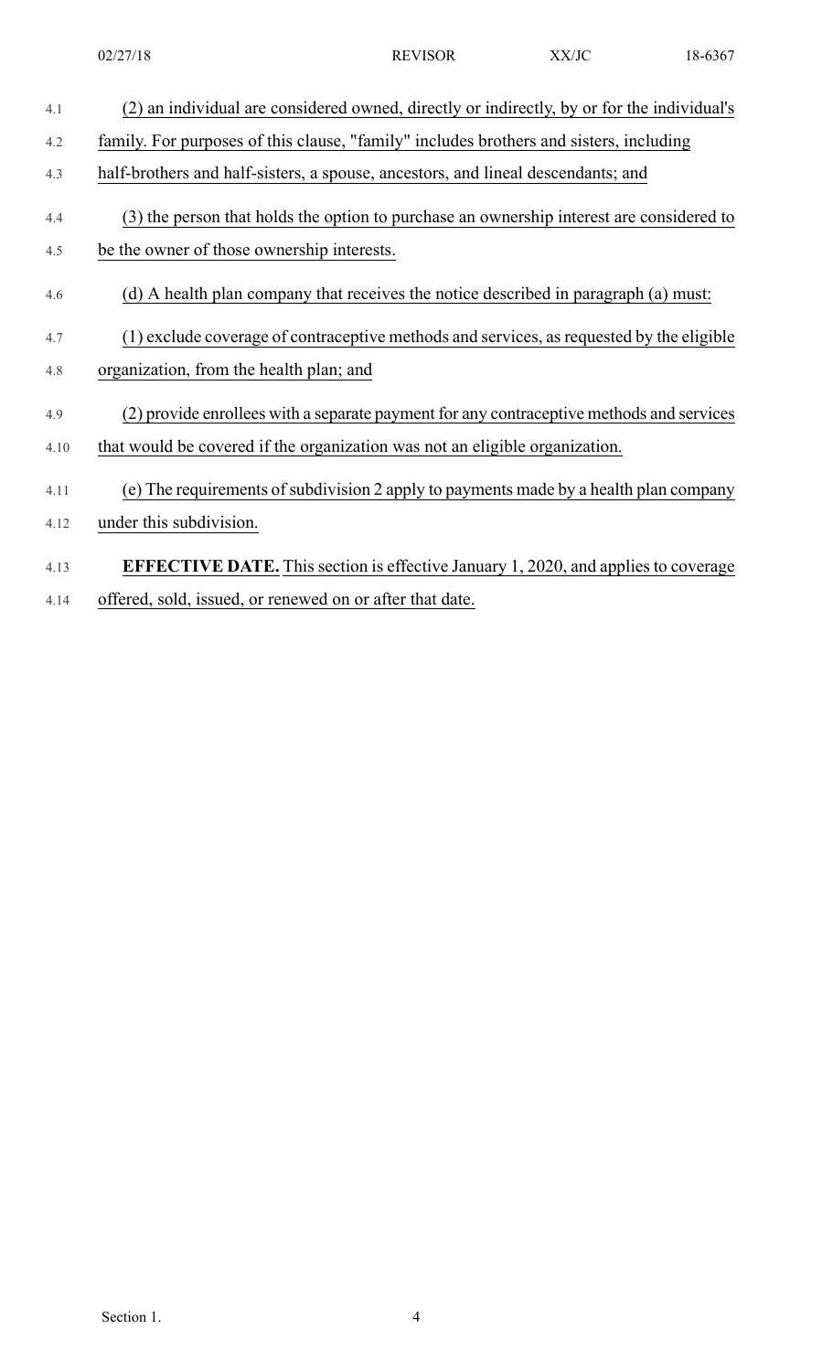(2) an individual are considered owned, directly or indirectly, by or for the individual's family. For purposes of this clause, "family" includes brothers and sisters, including half-brothers and half-sisters, a spouse, ancestors, and lineal descendants; and

(3) the person that holds the option to purchase an ownership interest are considered to be the owner of those ownership interests.

(d) A health plan company that receives the notice described in paragraph (a) must:

(1) exclude coverage of contraceptive methods and services, as requested by the eligible organization, from the health plan; and

(2) provide enrollees with a separate payment for any contraceptive methods and services that would be covered if the organization was not an eligible organization.

(e) The requirements of subdivision 2 apply to payments made by a health plan company under this subdivision.

**EFFECTIVE DATE.** This section is effective January 1, 2020, and applies to coverage offered, sold, issued, or renewed on or after that date.